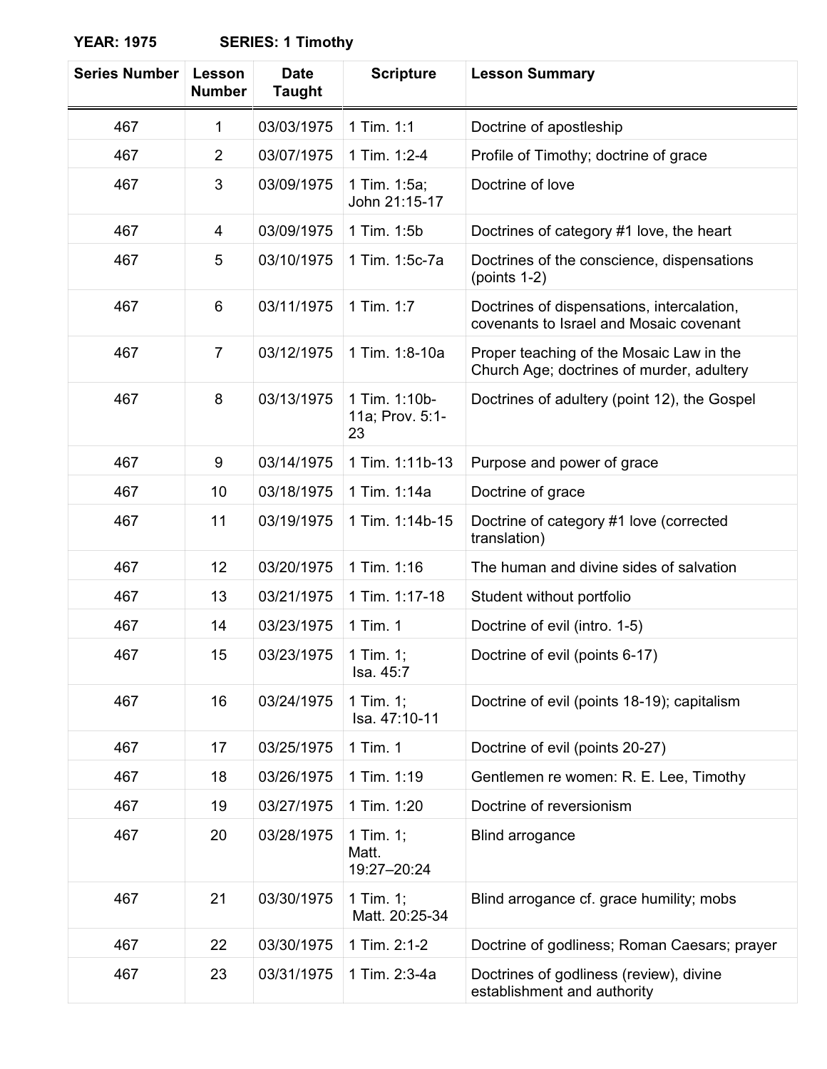**YEAR: 1975 SERIES: 1 Timothy**

| Series Number | Lesson Number | Date Taught | Scripture | Lesson Summary |
|---|---|---|---|---|
| 467 | 1 | 03/03/1975 | 1 Tim. 1:1 | Doctrine of apostleship |
| 467 | 2 | 03/07/1975 | 1 Tim. 1:2-4 | Profile of Timothy; doctrine of grace |
| 467 | 3 | 03/09/1975 | 1 Tim. 1:5a; John 21:15-17 | Doctrine of love |
| 467 | 4 | 03/09/1975 | 1 Tim. 1:5b | Doctrines of category #1 love, the heart |
| 467 | 5 | 03/10/1975 | 1 Tim. 1:5c-7a | Doctrines of the conscience, dispensations (points 1-2) |
| 467 | 6 | 03/11/1975 | 1 Tim. 1:7 | Doctrines of dispensations, intercalation, covenants to Israel and Mosaic covenant |
| 467 | 7 | 03/12/1975 | 1 Tim. 1:8-10a | Proper teaching of the Mosaic Law in the Church Age; doctrines of murder, adultery |
| 467 | 8 | 03/13/1975 | 1 Tim. 1:10b-11a; Prov. 5:1-23 | Doctrines of adultery (point 12), the Gospel |
| 467 | 9 | 03/14/1975 | 1 Tim. 1:11b-13 | Purpose and power of grace |
| 467 | 10 | 03/18/1975 | 1 Tim. 1:14a | Doctrine of grace |
| 467 | 11 | 03/19/1975 | 1 Tim. 1:14b-15 | Doctrine of category #1 love (corrected translation) |
| 467 | 12 | 03/20/1975 | 1 Tim. 1:16 | The human and divine sides of salvation |
| 467 | 13 | 03/21/1975 | 1 Tim. 1:17-18 | Student without portfolio |
| 467 | 14 | 03/23/1975 | 1 Tim. 1 | Doctrine of evil (intro. 1-5) |
| 467 | 15 | 03/23/1975 | 1 Tim. 1; Isa. 45:7 | Doctrine of evil (points 6-17) |
| 467 | 16 | 03/24/1975 | 1 Tim. 1; Isa. 47:10-11 | Doctrine of evil (points 18-19); capitalism |
| 467 | 17 | 03/25/1975 | 1 Tim. 1 | Doctrine of evil (points 20-27) |
| 467 | 18 | 03/26/1975 | 1 Tim. 1:19 | Gentlemen re women: R. E. Lee, Timothy |
| 467 | 19 | 03/27/1975 | 1 Tim. 1:20 | Doctrine of reversionism |
| 467 | 20 | 03/28/1975 | 1 Tim. 1; Matt. 19:27–20:24 | Blind arrogance |
| 467 | 21 | 03/30/1975 | 1 Tim. 1; Matt. 20:25-34 | Blind arrogance cf. grace humility; mobs |
| 467 | 22 | 03/30/1975 | 1 Tim. 2:1-2 | Doctrine of godliness; Roman Caesars; prayer |
| 467 | 23 | 03/31/1975 | 1 Tim. 2:3-4a | Doctrines of godliness (review), divine establishment and authority |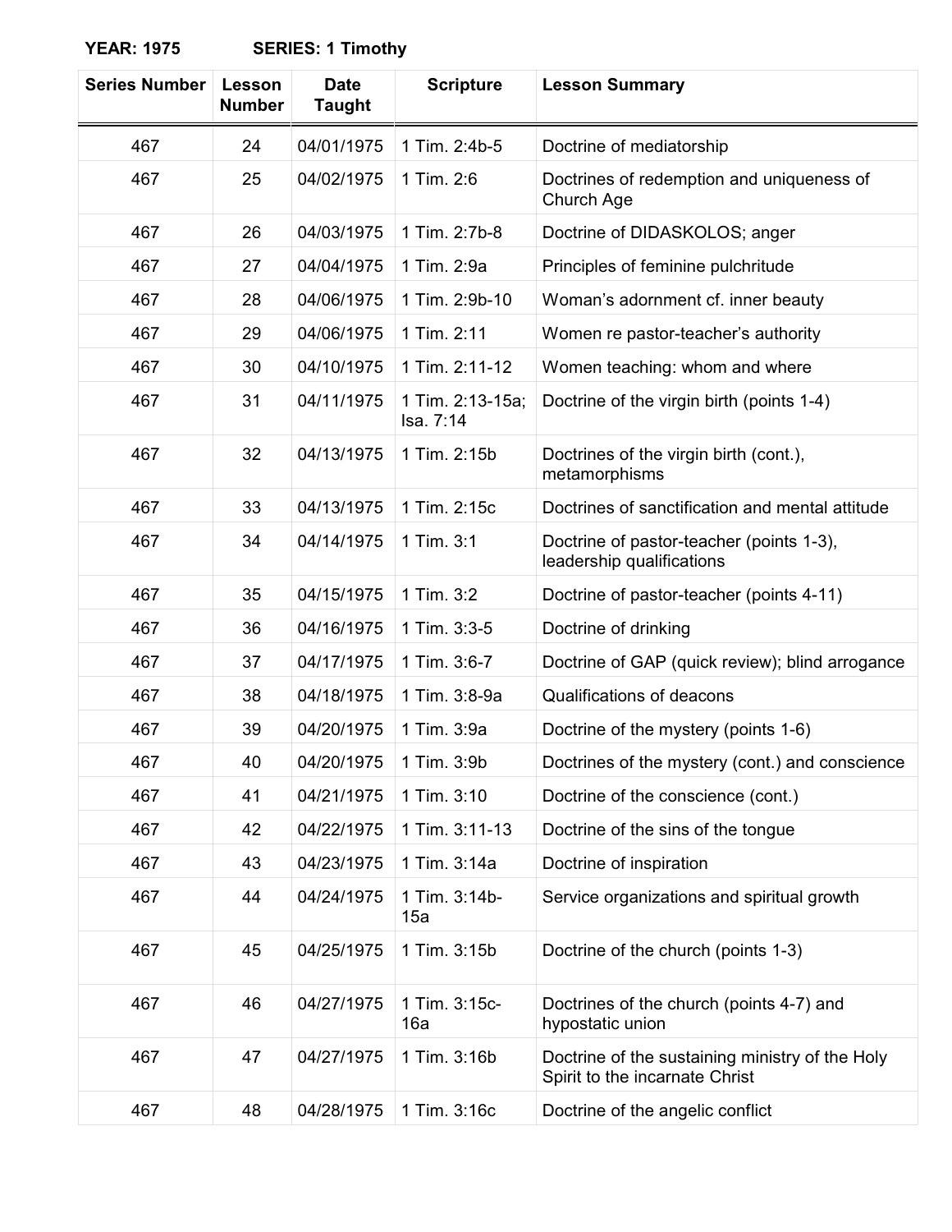**YEAR: 1975 SERIES: 1 Timothy**

| Series Number | Lesson Number | Date Taught | Scripture | Lesson Summary |
|---|---|---|---|---|
| 467 | 24 | 04/01/1975 | 1 Tim. 2:4b-5 | Doctrine of mediatorship |
| 467 | 25 | 04/02/1975 | 1 Tim. 2:6 | Doctrines of redemption and uniqueness of Church Age |
| 467 | 26 | 04/03/1975 | 1 Tim. 2:7b-8 | Doctrine of DIDASKOLOS; anger |
| 467 | 27 | 04/04/1975 | 1 Tim. 2:9a | Principles of feminine pulchritude |
| 467 | 28 | 04/06/1975 | 1 Tim. 2:9b-10 | Woman's adornment cf. inner beauty |
| 467 | 29 | 04/06/1975 | 1 Tim. 2:11 | Women re pastor-teacher's authority |
| 467 | 30 | 04/10/1975 | 1 Tim. 2:11-12 | Women teaching: whom and where |
| 467 | 31 | 04/11/1975 | 1 Tim. 2:13-15a; Isa. 7:14 | Doctrine of the virgin birth (points 1-4) |
| 467 | 32 | 04/13/1975 | 1 Tim. 2:15b | Doctrines of the virgin birth (cont.), metamorphisms |
| 467 | 33 | 04/13/1975 | 1 Tim. 2:15c | Doctrines of sanctification and mental attitude |
| 467 | 34 | 04/14/1975 | 1 Tim. 3:1 | Doctrine of pastor-teacher (points 1-3), leadership qualifications |
| 467 | 35 | 04/15/1975 | 1 Tim. 3:2 | Doctrine of pastor-teacher (points 4-11) |
| 467 | 36 | 04/16/1975 | 1 Tim. 3:3-5 | Doctrine of drinking |
| 467 | 37 | 04/17/1975 | 1 Tim. 3:6-7 | Doctrine of GAP (quick review); blind arrogance |
| 467 | 38 | 04/18/1975 | 1 Tim. 3:8-9a | Qualifications of deacons |
| 467 | 39 | 04/20/1975 | 1 Tim. 3:9a | Doctrine of the mystery (points 1-6) |
| 467 | 40 | 04/20/1975 | 1 Tim. 3:9b | Doctrines of the mystery (cont.) and conscience |
| 467 | 41 | 04/21/1975 | 1 Tim. 3:10 | Doctrine of the conscience (cont.) |
| 467 | 42 | 04/22/1975 | 1 Tim. 3:11-13 | Doctrine of the sins of the tongue |
| 467 | 43 | 04/23/1975 | 1 Tim. 3:14a | Doctrine of inspiration |
| 467 | 44 | 04/24/1975 | 1 Tim. 3:14b-15a | Service organizations and spiritual growth |
| 467 | 45 | 04/25/1975 | 1 Tim. 3:15b | Doctrine of the church (points 1-3) |
| 467 | 46 | 04/27/1975 | 1 Tim. 3:15c-16a | Doctrines of the church (points 4-7) and hypostatic union |
| 467 | 47 | 04/27/1975 | 1 Tim. 3:16b | Doctrine of the sustaining ministry of the Holy Spirit to the incarnate Christ |
| 467 | 48 | 04/28/1975 | 1 Tim. 3:16c | Doctrine of the angelic conflict |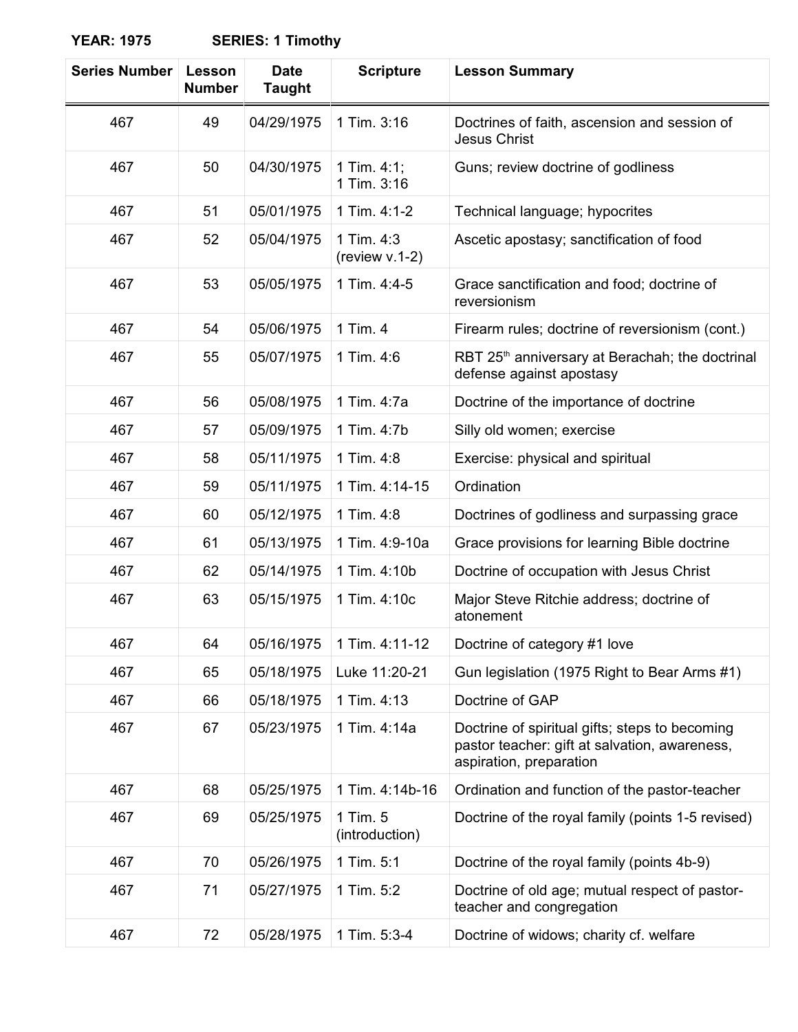**YEAR: 1975 SERIES: 1 Timothy**

| Series Number | Lesson Number | Date Taught | Scripture | Lesson Summary |
|---|---|---|---|---|
| 467 | 49 | 04/29/1975 | 1 Tim. 3:16 | Doctrines of faith, ascension and session of Jesus Christ |
| 467 | 50 | 04/30/1975 | 1 Tim. 4:1; 1 Tim. 3:16 | Guns; review doctrine of godliness |
| 467 | 51 | 05/01/1975 | 1 Tim. 4:1-2 | Technical language; hypocrites |
| 467 | 52 | 05/04/1975 | 1 Tim. 4:3 (review v.1-2) | Ascetic apostasy; sanctification of food |
| 467 | 53 | 05/05/1975 | 1 Tim. 4:4-5 | Grace sanctification and food; doctrine of reversionism |
| 467 | 54 | 05/06/1975 | 1 Tim. 4 | Firearm rules; doctrine of reversionism (cont.) |
| 467 | 55 | 05/07/1975 | 1 Tim. 4:6 | RBT 25th anniversary at Berachah; the doctrinal defense against apostasy |
| 467 | 56 | 05/08/1975 | 1 Tim. 4:7a | Doctrine of the importance of doctrine |
| 467 | 57 | 05/09/1975 | 1 Tim. 4:7b | Silly old women; exercise |
| 467 | 58 | 05/11/1975 | 1 Tim. 4:8 | Exercise: physical and spiritual |
| 467 | 59 | 05/11/1975 | 1 Tim. 4:14-15 | Ordination |
| 467 | 60 | 05/12/1975 | 1 Tim. 4:8 | Doctrines of godliness and surpassing grace |
| 467 | 61 | 05/13/1975 | 1 Tim. 4:9-10a | Grace provisions for learning Bible doctrine |
| 467 | 62 | 05/14/1975 | 1 Tim. 4:10b | Doctrine of occupation with Jesus Christ |
| 467 | 63 | 05/15/1975 | 1 Tim. 4:10c | Major Steve Ritchie address; doctrine of atonement |
| 467 | 64 | 05/16/1975 | 1 Tim. 4:11-12 | Doctrine of category #1 love |
| 467 | 65 | 05/18/1975 | Luke 11:20-21 | Gun legislation (1975 Right to Bear Arms #1) |
| 467 | 66 | 05/18/1975 | 1 Tim. 4:13 | Doctrine of GAP |
| 467 | 67 | 05/23/1975 | 1 Tim. 4:14a | Doctrine of spiritual gifts; steps to becoming pastor teacher: gift at salvation, awareness, aspiration, preparation |
| 467 | 68 | 05/25/1975 | 1 Tim. 4:14b-16 | Ordination and function of the pastor-teacher |
| 467 | 69 | 05/25/1975 | 1 Tim. 5 (introduction) | Doctrine of the royal family (points 1-5 revised) |
| 467 | 70 | 05/26/1975 | 1 Tim. 5:1 | Doctrine of the royal family (points 4b-9) |
| 467 | 71 | 05/27/1975 | 1 Tim. 5:2 | Doctrine of old age; mutual respect of pastor-teacher and congregation |
| 467 | 72 | 05/28/1975 | 1 Tim. 5:3-4 | Doctrine of widows; charity cf. welfare |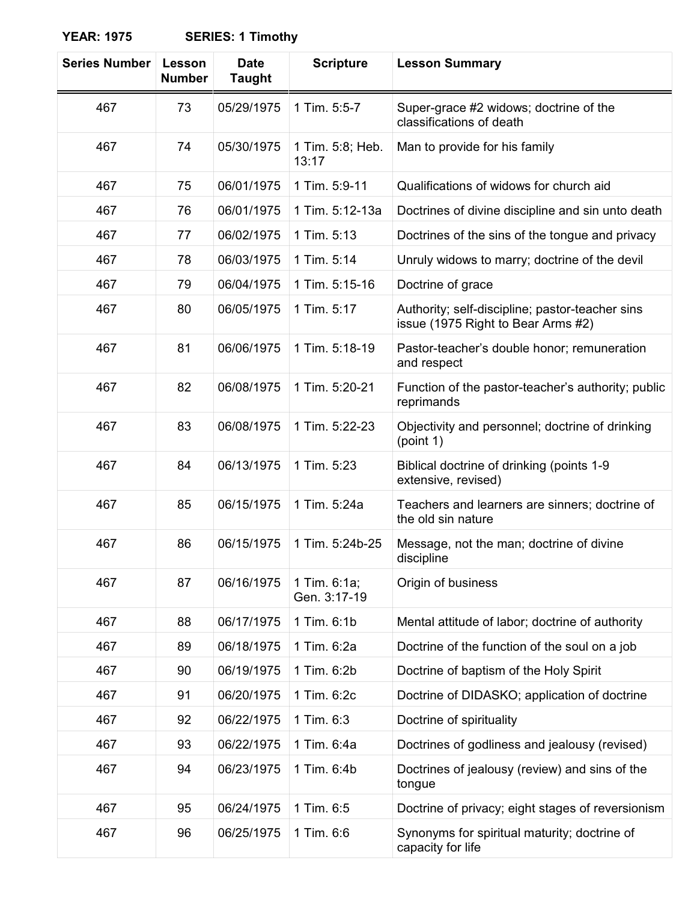**YEAR: 1975 SERIES: 1 Timothy**

| Series Number | Lesson Number | Date Taught | Scripture | Lesson Summary |
|---|---|---|---|---|
| 467 | 73 | 05/29/1975 | 1 Tim. 5:5-7 | Super-grace #2 widows; doctrine of the classifications of death |
| 467 | 74 | 05/30/1975 | 1 Tim. 5:8; Heb. 13:17 | Man to provide for his family |
| 467 | 75 | 06/01/1975 | 1 Tim. 5:9-11 | Qualifications of widows for church aid |
| 467 | 76 | 06/01/1975 | 1 Tim. 5:12-13a | Doctrines of divine discipline and sin unto death |
| 467 | 77 | 06/02/1975 | 1 Tim. 5:13 | Doctrines of the sins of the tongue and privacy |
| 467 | 78 | 06/03/1975 | 1 Tim. 5:14 | Unruly widows to marry; doctrine of the devil |
| 467 | 79 | 06/04/1975 | 1 Tim. 5:15-16 | Doctrine of grace |
| 467 | 80 | 06/05/1975 | 1 Tim. 5:17 | Authority; self-discipline; pastor-teacher sins issue (1975 Right to Bear Arms #2) |
| 467 | 81 | 06/06/1975 | 1 Tim. 5:18-19 | Pastor-teacher's double honor; remuneration and respect |
| 467 | 82 | 06/08/1975 | 1 Tim. 5:20-21 | Function of the pastor-teacher's authority; public reprimands |
| 467 | 83 | 06/08/1975 | 1 Tim. 5:22-23 | Objectivity and personnel; doctrine of drinking (point 1) |
| 467 | 84 | 06/13/1975 | 1 Tim. 5:23 | Biblical doctrine of drinking (points 1-9 extensive, revised) |
| 467 | 85 | 06/15/1975 | 1 Tim. 5:24a | Teachers and learners are sinners; doctrine of the old sin nature |
| 467 | 86 | 06/15/1975 | 1 Tim. 5:24b-25 | Message, not the man; doctrine of divine discipline |
| 467 | 87 | 06/16/1975 | 1 Tim. 6:1a; Gen. 3:17-19 | Origin of business |
| 467 | 88 | 06/17/1975 | 1 Tim. 6:1b | Mental attitude of labor; doctrine of authority |
| 467 | 89 | 06/18/1975 | 1 Tim. 6:2a | Doctrine of the function of the soul on a job |
| 467 | 90 | 06/19/1975 | 1 Tim. 6:2b | Doctrine of baptism of the Holy Spirit |
| 467 | 91 | 06/20/1975 | 1 Tim. 6:2c | Doctrine of DIDASKO; application of doctrine |
| 467 | 92 | 06/22/1975 | 1 Tim. 6:3 | Doctrine of spirituality |
| 467 | 93 | 06/22/1975 | 1 Tim. 6:4a | Doctrines of godliness and jealousy (revised) |
| 467 | 94 | 06/23/1975 | 1 Tim. 6:4b | Doctrines of jealousy (review) and sins of the tongue |
| 467 | 95 | 06/24/1975 | 1 Tim. 6:5 | Doctrine of privacy; eight stages of reversionism |
| 467 | 96 | 06/25/1975 | 1 Tim. 6:6 | Synonyms for spiritual maturity; doctrine of capacity for life |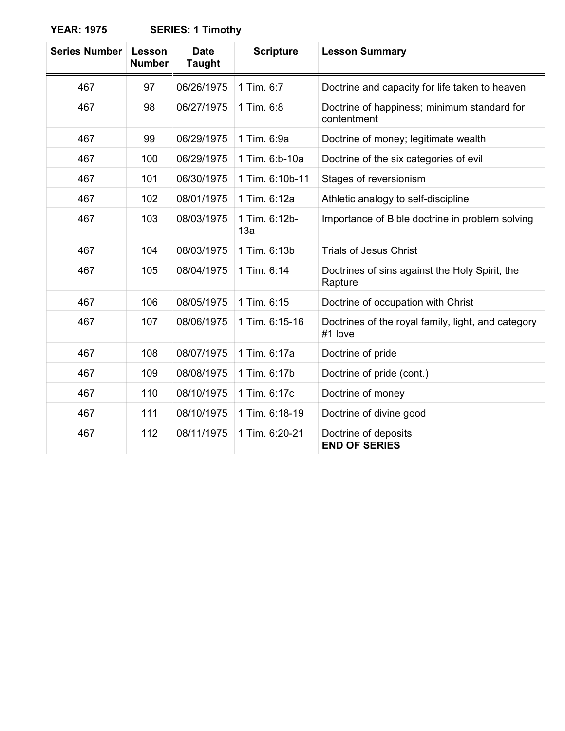**YEAR: 1975 SERIES: 1 Timothy**

| Series Number | Lesson Number | Date Taught | Scripture | Lesson Summary |
|---|---|---|---|---|
| 467 | 97 | 06/26/1975 | 1 Tim. 6:7 | Doctrine and capacity for life taken to heaven |
| 467 | 98 | 06/27/1975 | 1 Tim. 6:8 | Doctrine of happiness; minimum standard for contentment |
| 467 | 99 | 06/29/1975 | 1 Tim. 6:9a | Doctrine of money; legitimate wealth |
| 467 | 100 | 06/29/1975 | 1 Tim. 6:b-10a | Doctrine of the six categories of evil |
| 467 | 101 | 06/30/1975 | 1 Tim. 6:10b-11 | Stages of reversionism |
| 467 | 102 | 08/01/1975 | 1 Tim. 6:12a | Athletic analogy to self-discipline |
| 467 | 103 | 08/03/1975 | 1 Tim. 6:12b-13a | Importance of Bible doctrine in problem solving |
| 467 | 104 | 08/03/1975 | 1 Tim. 6:13b | Trials of Jesus Christ |
| 467 | 105 | 08/04/1975 | 1 Tim. 6:14 | Doctrines of sins against the Holy Spirit, the Rapture |
| 467 | 106 | 08/05/1975 | 1 Tim. 6:15 | Doctrine of occupation with Christ |
| 467 | 107 | 08/06/1975 | 1 Tim. 6:15-16 | Doctrines of the royal family, light, and category #1 love |
| 467 | 108 | 08/07/1975 | 1 Tim. 6:17a | Doctrine of pride |
| 467 | 109 | 08/08/1975 | 1 Tim. 6:17b | Doctrine of pride (cont.) |
| 467 | 110 | 08/10/1975 | 1 Tim. 6:17c | Doctrine of money |
| 467 | 111 | 08/10/1975 | 1 Tim. 6:18-19 | Doctrine of divine good |
| 467 | 112 | 08/11/1975 | 1 Tim. 6:20-21 | Doctrine of deposits **END OF SERIES** |